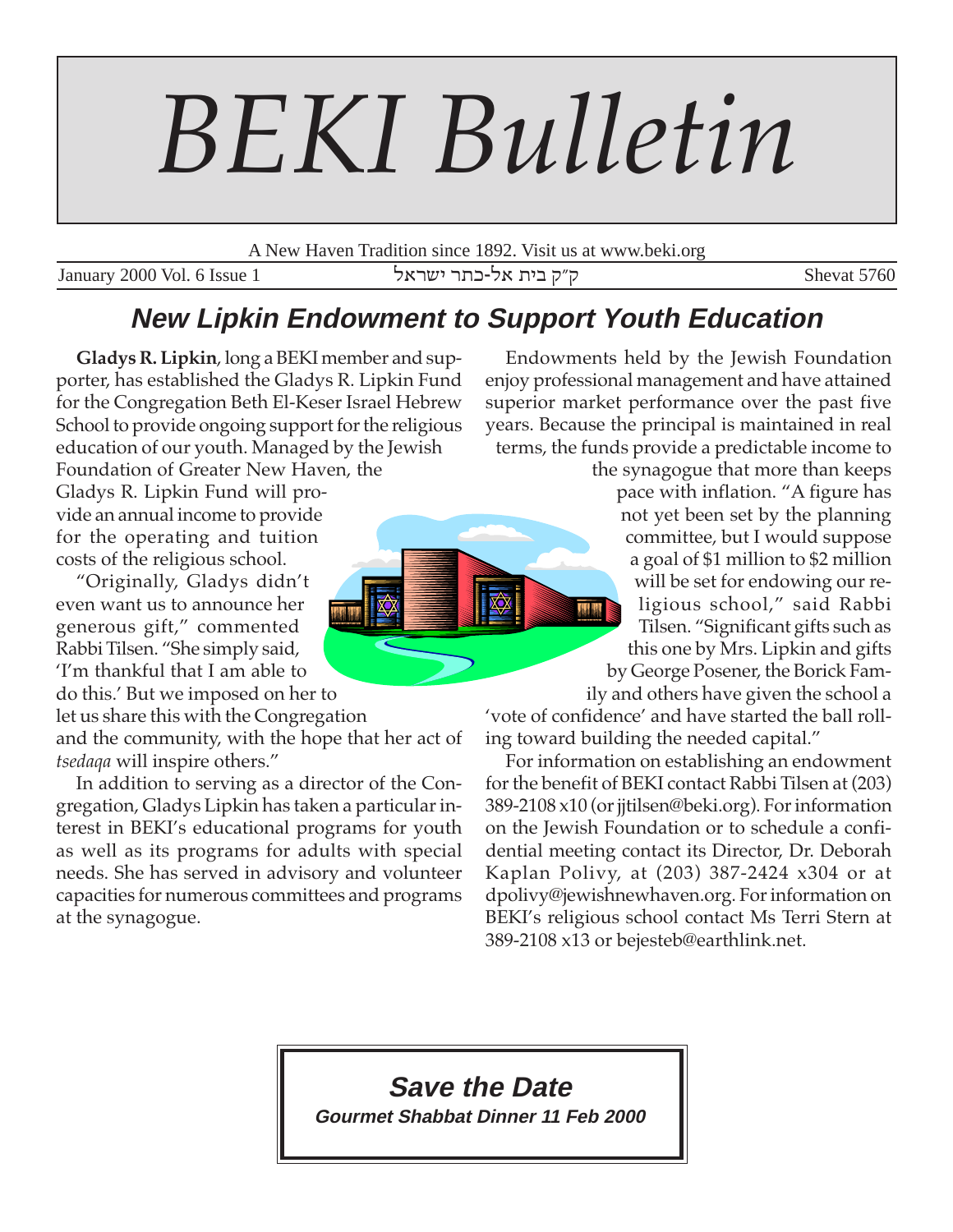# BEKI Bulletin

A New Haven Tradition since 1892. Visit us at www.beki.org

January 2000 Vol. 6 Issue 1 — ק״ק בית אל-כתר ישראל — Shevat 5760

## New Lipkin Endowment to Support Youth Education

**Gladys R. Lipkin**, long a BEKI member and supporter, has established the Gladys R. Lipkin Fund for the Congregation Beth El-Keser Israel Hebrew School to provide ongoing support for the religious education of our youth. Managed by the Jewish Foundation of Greater New Haven, the Gladys R. Lipkin Fund will provide an annual income to provide for the operating and tuition costs of the religious school.

"Originally, Gladys didn't even want us to announce her generous gift," commented Rabbi Tilsen. "She simply said, 'I'm thankful that I am able to do this.' But we imposed on her to let us share this with the Congregation and the community, with the hope that her act of *tsedaqa* will inspire others."

In addition to serving as a director of the Congregation, Gladys Lipkin has taken a particular interest in BEKI's educational programs for youth as well as its programs for adults with special needs. She has served in advisory and volunteer capacities for numerous committees and programs at the synagogue.

Endowments held by the Jewish Foundation enjoy professional management and have attained superior market performance over the past five years. Because the principal is maintained in real terms, the funds provide a predictable income to the synagogue that more than keeps pace with inflation. "A figure has not yet been set by the planning committee, but I would suppose a goal of $1 million to $2 million will be set for endowing our religious school," said Rabbi Tilsen. "Significant gifts such as this one by Mrs. Lipkin and gifts by George Posener, the Borick Family and others have given the school a 'vote of confidence' and have started the ball rolling toward building the needed capital."

For information on establishing an endowment for the benefit of BEKI contact Rabbi Tilsen at (203) 389-2108 x10 (or jjtilsen@beki.org). For information on the Jewish Foundation or to schedule a confidential meeting contact its Director, Dr. Deborah Kaplan Polivy, at (203) 387-2424 x304 or at dpolivy@jewishnewhaven.org. For information on BEKI's religious school contact Ms Terri Stern at 389-2108 x13 or bejesteb@earthlink.net.

**Save the Date**

**Gourmet Shabbat Dinner 11 Feb 2000**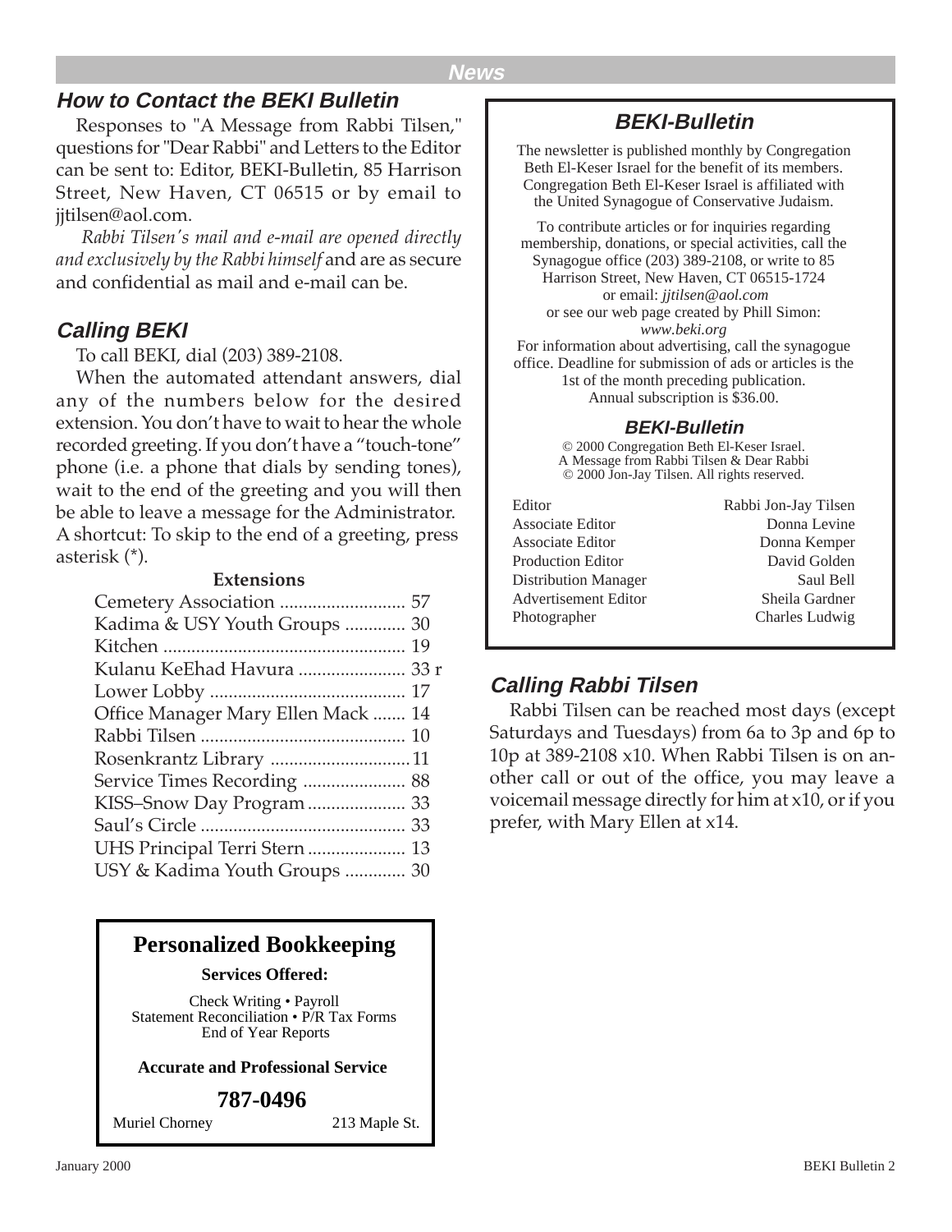## How to Contact the BEKI Bulletin

Responses to "A Message from Rabbi Tilsen," questions for "Dear Rabbi" and Letters to the Editor can be sent to: Editor, BEKI-Bulletin, 85 Harrison Street, New Haven, CT 06515 or by email to jjtilsen@aol.com.

*Rabbi Tilsen's mail and e-mail are opened directly and exclusively by the Rabbi himself* and are as secure and confidential as mail and e-mail can be.

## Calling BEKI

To call BEKI, dial (203) 389-2108.

When the automated attendant answers, dial any of the numbers below for the desired extension. You don't have to wait to hear the whole recorded greeting. If you don't have a "touch-tone" phone (i.e. a phone that dials by sending tones), wait to the end of the greeting and you will then be able to leave a message for the Administrator. A shortcut: To skip to the end of a greeting, press asterisk (*).

**Extensions**

| | |
|---|---|
| Cemetery Association | 57 |
| Kadima & USY Youth Groups | 30 |
| Kitchen | 19 |
| Kulanu KeEhad Havura | 33 r |
| Lower Lobby | 17 |
| Office Manager Mary Ellen Mack | 14 |
| Rabbi Tilsen | 10 |
| Rosenkrantz Library | 11 |
| Service Times Recording | 88 |
| KISS–Snow Day Program | 33 |
| Saul's Circle | 33 |
| UHS Principal Terri Stern | 13 |
| USY & Kadima Youth Groups | 30 |

**Personalized Bookkeeping**

**Services Offered:**

Check Writing • Payroll
Statement Reconciliation • P/R Tax Forms
End of Year Reports

**Accurate and Professional Service**

**787-0496**

Muriel Chorney — 213 Maple St.

## BEKI-Bulletin

The newsletter is published monthly by Congregation Beth El-Keser Israel for the benefit of its members. Congregation Beth El-Keser Israel is affiliated with the United Synagogue of Conservative Judaism.

To contribute articles or for inquiries regarding membership, donations, or special activities, call the Synagogue office (203) 389-2108, or write to 85 Harrison Street, New Haven, CT 06515-1724 or email: *jjtilsen@aol.com* or see our web page created by Phill Simon: *www.beki.org*

For information about advertising, call the synagogue office. Deadline for submission of ads or articles is the 1st of the month preceding publication. Annual subscription is $36.00.

**BEKI-Bulletin**

© 2000 Congregation Beth El-Keser Israel.
A Message from Rabbi Tilsen & Dear Rabbi
© 2000 Jon-Jay Tilsen. All rights reserved.

| | |
|---|---|
| Editor | Rabbi Jon-Jay Tilsen |
| Associate Editor | Donna Levine |
| Associate Editor | Donna Kemper |
| Production Editor | David Golden |
| Distribution Manager | Saul Bell |
| Advertisement Editor | Sheila Gardner |
| Photographer | Charles Ludwig |

## Calling Rabbi Tilsen

Rabbi Tilsen can be reached most days (except Saturdays and Tuesdays) from 6a to 3p and 6p to 10p at 389-2108 x10. When Rabbi Tilsen is on another call or out of the office, you may leave a voicemail message directly for him at x10, or if you prefer, with Mary Ellen at x14.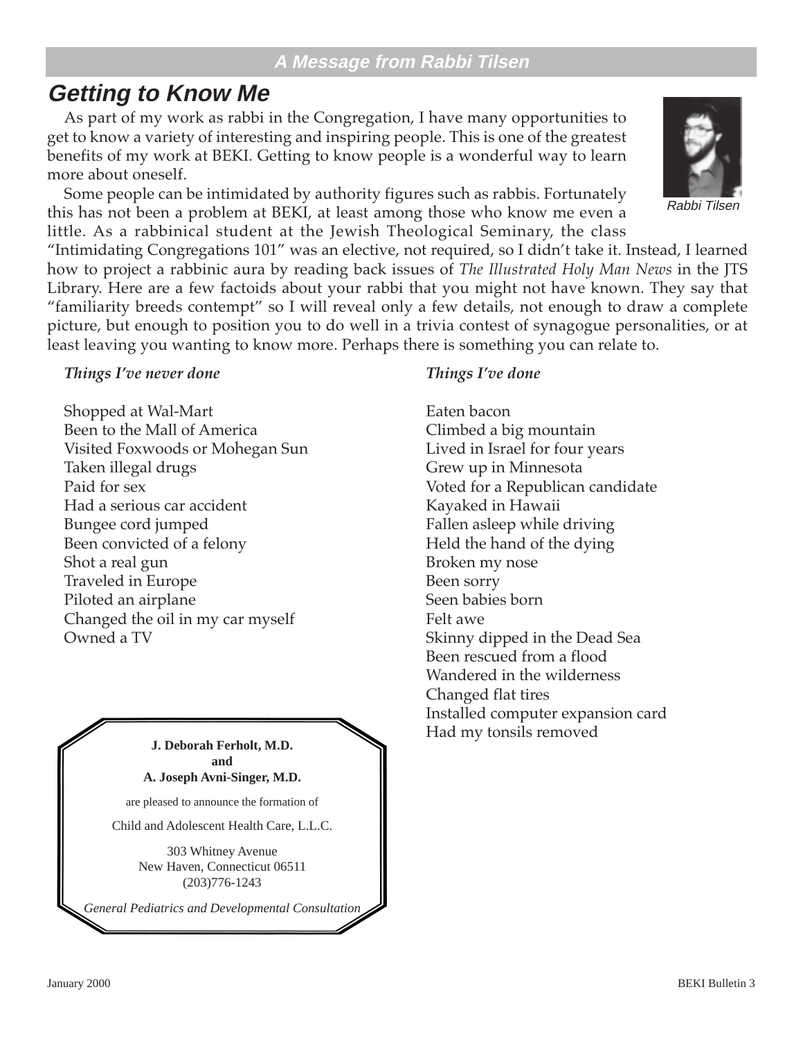## A Message from Rabbi Tilsen

# Getting to Know Me

As part of my work as rabbi in the Congregation, I have many opportunities to get to know a variety of interesting and inspiring people. This is one of the greatest benefits of my work at BEKI. Getting to know people is a wonderful way to learn more about oneself.

Some people can be intimidated by authority figures such as rabbis. Fortunately this has not been a problem at BEKI, at least among those who know me even a little. As a rabbinical student at the Jewish Theological Seminary, the class "Intimidating Congregations 101" was an elective, not required, so I didn't take it. Instead, I learned how to project a rabbinic aura by reading back issues of *The Illustrated Holy Man News* in the JTS Library. Here are a few factoids about your rabbi that you might not have known. They say that "familiarity breeds contempt" so I will reveal only a few details, not enough to draw a complete picture, but enough to position you to do well in a trivia contest of synagogue personalities, or at least leaving you wanting to know more. Perhaps there is something you can relate to.

Rabbi Tilsen

***Things I've never done***

Shopped at Wal-Mart
Been to the Mall of America
Visited Foxwoods or Mohegan Sun
Taken illegal drugs
Paid for sex
Had a serious car accident
Bungee cord jumped
Been convicted of a felony
Shot a real gun
Traveled in Europe
Piloted an airplane
Changed the oil in my car myself
Owned a TV

***Things I've done***

Eaten bacon
Climbed a big mountain
Lived in Israel for four years
Grew up in Minnesota
Voted for a Republican candidate
Kayaked in Hawaii
Fallen asleep while driving
Held the hand of the dying
Broken my nose
Been sorry
Seen babies born
Felt awe
Skinny dipped in the Dead Sea
Been rescued from a flood
Wandered in the wilderness
Changed flat tires
Installed computer expansion card
Had my tonsils removed

---

**J. Deborah Ferholt, M.D.**
**and**
**A. Joseph Avni-Singer, M.D.**

are pleased to announce the formation of

Child and Adolescent Health Care, L.L.C.

303 Whitney Avenue
New Haven, Connecticut 06511
(203)776-1243

*General Pediatrics and Developmental Consultation*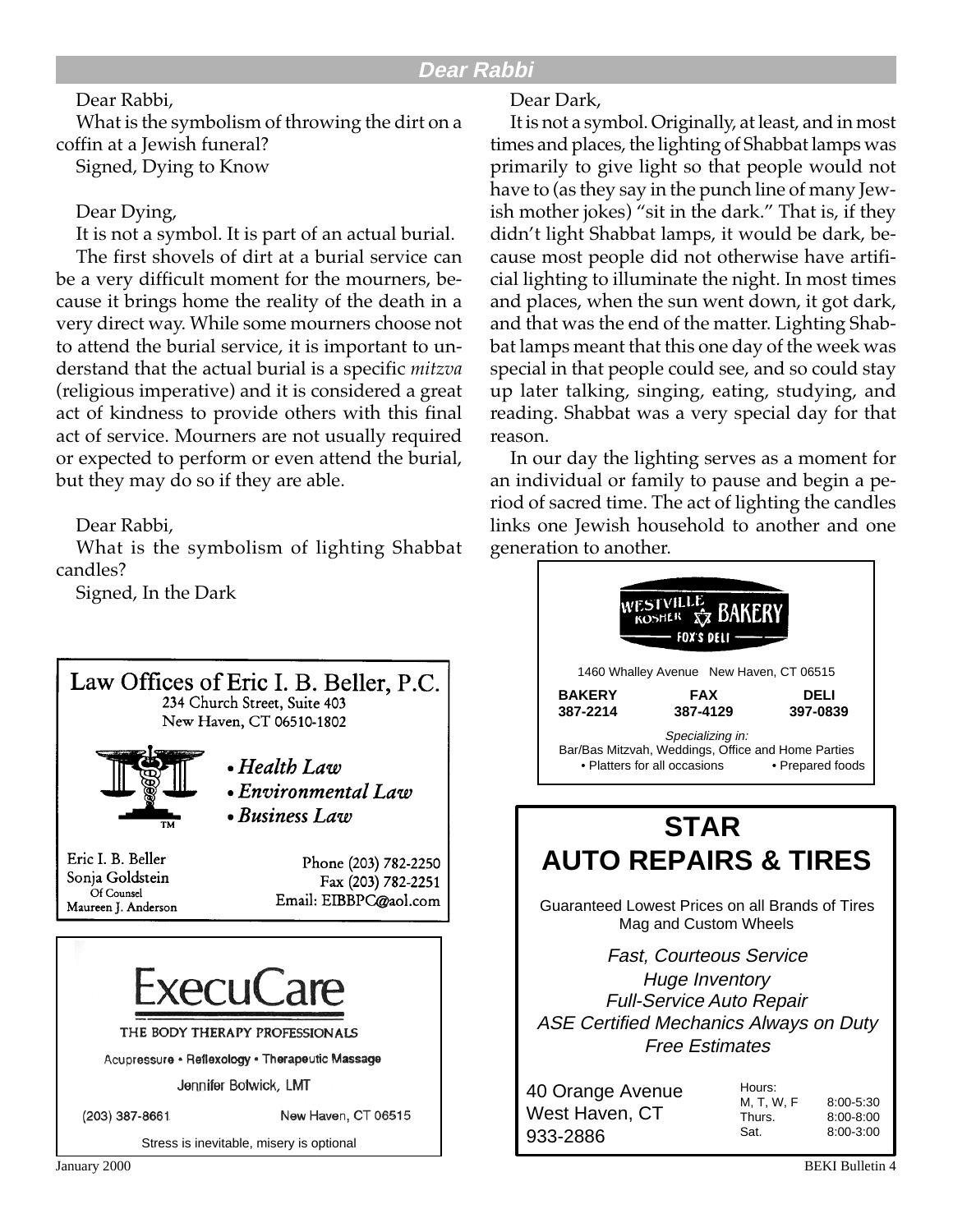## Dear Rabbi

Dear Rabbi,

What is the symbolism of throwing the dirt on a coffin at a Jewish funeral?

Signed, Dying to Know

Dear Dying,

It is not a symbol. It is part of an actual burial.

The first shovels of dirt at a burial service can be a very difficult moment for the mourners, because it brings home the reality of the death in a very direct way. While some mourners choose not to attend the burial service, it is important to understand that the actual burial is a specific *mitzva* (religious imperative) and it is considered a great act of kindness to provide others with this final act of service. Mourners are not usually required or expected to perform or even attend the burial, but they may do so if they are able.

Dear Rabbi,

What is the symbolism of lighting Shabbat candles?

Signed, In the Dark

Dear Dark,

It is not a symbol. Originally, at least, and in most times and places, the lighting of Shabbat lamps was primarily to give light so that people would not have to (as they say in the punch line of many Jewish mother jokes) "sit in the dark." That is, if they didn't light Shabbat lamps, it would be dark, because most people did not otherwise have artificial lighting to illuminate the night. In most times and places, when the sun went down, it got dark, and that was the end of the matter. Lighting Shabbat lamps meant that this one day of the week was special in that people could see, and so could stay up later talking, singing, eating, studying, and reading. Shabbat was a very special day for that reason.

In our day the lighting serves as a moment for an individual or family to pause and begin a period of sacred time. The act of lighting the candles links one Jewish household to another and one generation to another.

---

**Law Offices of Eric I. B. Beller, P.C.**
234 Church Street, Suite 403
New Haven, CT 06510-1802

- *Health Law*
- *Environmental Law*
- *Business Law*

Eric I. B. Beller
Sonja Goldstein
Of Counsel
Maureen J. Anderson

Phone (203) 782-2250
Fax (203) 782-2251
Email: EIBBPC@aol.com

---

**ExecuCare**
THE BODY THERAPY PROFESSIONALS
Acupressure • Reflexology • Therapeutic Massage
Jennifer Botwick, LMT
(203) 387-8661 New Haven, CT 06515
Stress is inevitable, misery is optional

---

**WESTVILLE KOSHER BAKERY**
FOX'S DELI
1460 Whalley Avenue New Haven, CT 06515

| BAKERY | FAX | DELI |
|---|---|---|
| 387-2214 | 387-4129 | 397-0839 |

*Specializing in:*
Bar/Bas Mitzvah, Weddings, Office and Home Parties
• Platters for all occasions • Prepared foods

---

**STAR**
**AUTO REPAIRS & TIRES**

Guaranteed Lowest Prices on all Brands of Tires
Mag and Custom Wheels

*Fast, Courteous Service*
*Huge Inventory*
*Full-Service Auto Repair*
*ASE Certified Mechanics Always on Duty*
*Free Estimates*

40 Orange Avenue
West Haven, CT
933-2886

Hours:

| | |
|---|---|
| M, T, W, F | 8:00-5:30 |
| Thurs. | 8:00-8:00 |
| Sat. | 8:00-3:00 |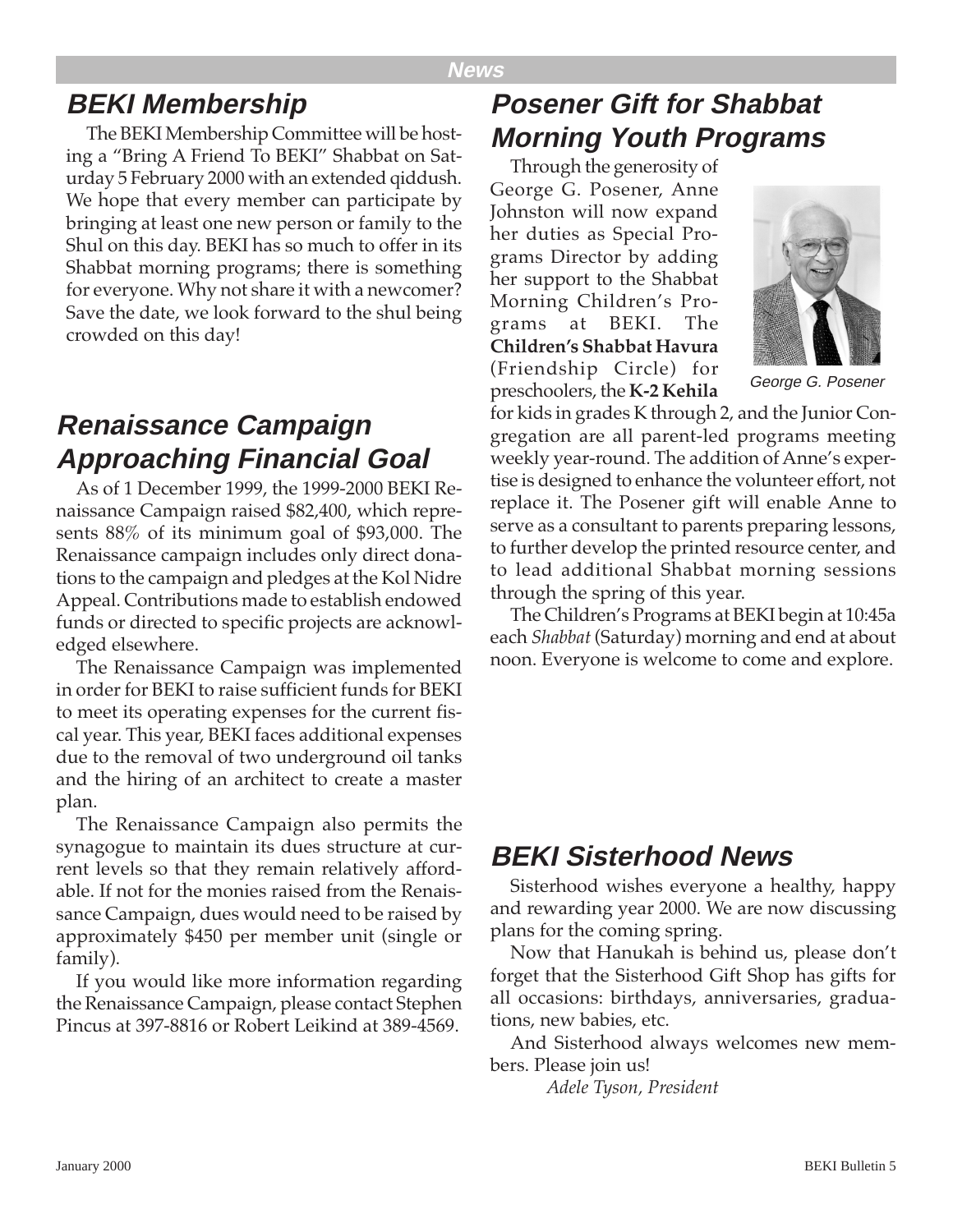## BEKI Membership

The BEKI Membership Committee will be hosting a "Bring A Friend To BEKI" Shabbat on Saturday 5 February 2000 with an extended qiddush. We hope that every member can participate by bringing at least one new person or family to the Shul on this day. BEKI has so much to offer in its Shabbat morning programs; there is something for everyone. Why not share it with a newcomer? Save the date, we look forward to the shul being crowded on this day!

## Renaissance Campaign Approaching Financial Goal

As of 1 December 1999, the 1999-2000 BEKI Renaissance Campaign raised $82,400, which represents 88% of its minimum goal of $93,000. The Renaissance campaign includes only direct donations to the campaign and pledges at the Kol Nidre Appeal. Contributions made to establish endowed funds or directed to specific projects are acknowledged elsewhere.

The Renaissance Campaign was implemented in order for BEKI to raise sufficient funds for BEKI to meet its operating expenses for the current fiscal year. This year, BEKI faces additional expenses due to the removal of two underground oil tanks and the hiring of an architect to create a master plan.

The Renaissance Campaign also permits the synagogue to maintain its dues structure at current levels so that they remain relatively affordable. If not for the monies raised from the Renaissance Campaign, dues would need to be raised by approximately $450 per member unit (single or family).

If you would like more information regarding the Renaissance Campaign, please contact Stephen Pincus at 397-8816 or Robert Leikind at 389-4569.

## Posener Gift for Shabbat Morning Youth Programs

Through the generosity of George G. Posener, Anne Johnston will now expand her duties as Special Programs Director by adding her support to the Shabbat Morning Children's Programs at BEKI. The **Children's Shabbat Havura** (Friendship Circle) for preschoolers, the **K-2 Kehila** for kids in grades K through 2, and the Junior Congregation are all parent-led programs meeting weekly year-round. The addition of Anne's expertise is designed to enhance the volunteer effort, not replace it. The Posener gift will enable Anne to serve as a consultant to parents preparing lessons, to further develop the printed resource center, and to lead additional Shabbat morning sessions through the spring of this year.

*George G. Posener*

The Children's Programs at BEKI begin at 10:45a each *Shabbat* (Saturday) morning and end at about noon. Everyone is welcome to come and explore.

## BEKI Sisterhood News

Sisterhood wishes everyone a healthy, happy and rewarding year 2000. We are now discussing plans for the coming spring.

Now that Hanukah is behind us, please don't forget that the Sisterhood Gift Shop has gifts for all occasions: birthdays, anniversaries, graduations, new babies, etc.

And Sisterhood always welcomes new members. Please join us!

*Adele Tyson, President*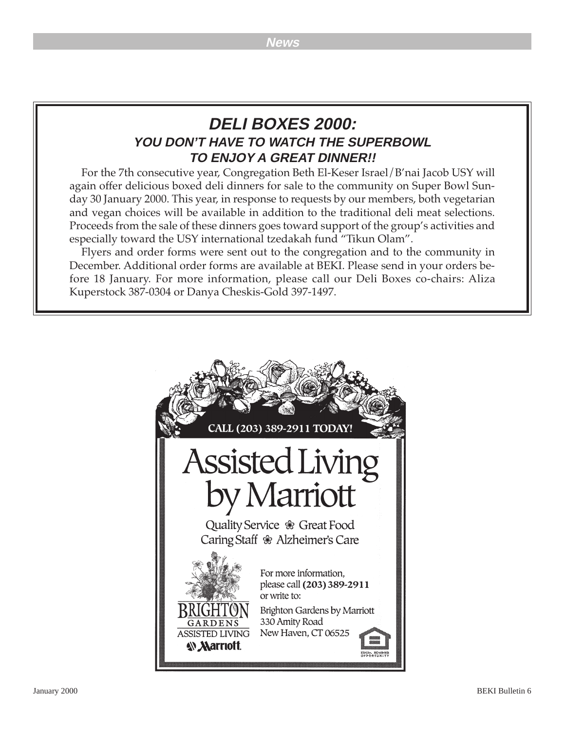# DELI BOXES 2000:

## YOU DON'T HAVE TO WATCH THE SUPERBOWL TO ENJOY A GREAT DINNER!!

For the 7th consecutive year, Congregation Beth El-Keser Israel/B'nai Jacob USY will again offer delicious boxed deli dinners for sale to the community on Super Bowl Sunday 30 January 2000. This year, in response to requests by our members, both vegetarian and vegan choices will be available in addition to the traditional deli meat selections. Proceeds from the sale of these dinners goes toward support of the group's activities and especially toward the USY international tzedakah fund "Tikun Olam".

Flyers and order forms were sent out to the congregation and to the community in December. Additional order forms are available at BEKI. Please send in your orders before 18 January. For more information, please call our Deli Boxes co-chairs: Aliza Kuperstock 387-0304 or Danya Cheskis-Gold 397-1497.

CALL (203) 389-2911 TODAY!

# Assisted Living by Marriott

Quality Service ❀ Great Food
Caring Staff ❀ Alzheimer's Care

BRIGHTON GARDENS
ASSISTED LIVING
Marriott.

For more information, please call **(203) 389-2911** or write to:

Brighton Gardens by Marriott
330 Amity Road
New Haven, CT 06525

EQUAL HOUSING OPPORTUNITY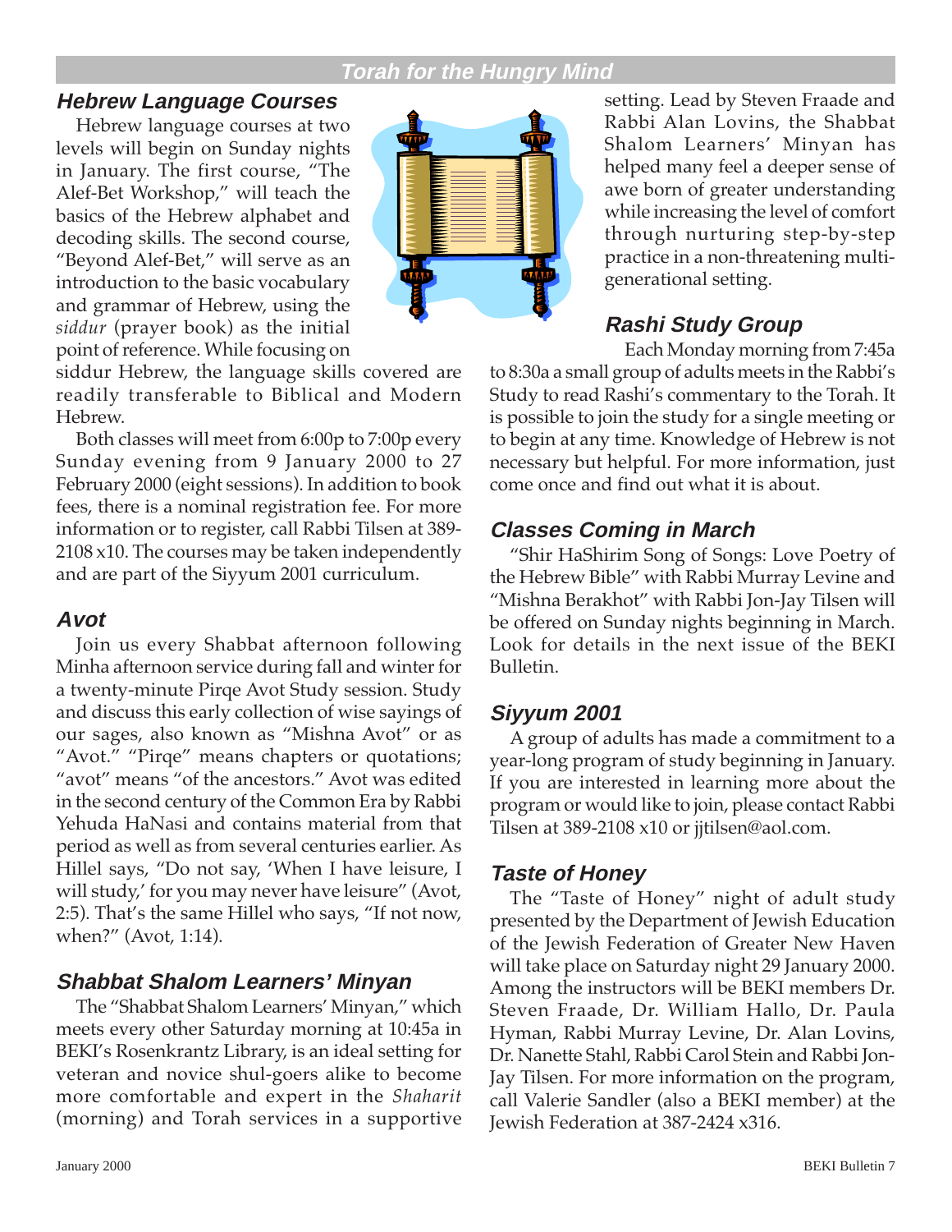## Torah for the Hungry Mind

### Hebrew Language Courses

Hebrew language courses at two levels will begin on Sunday nights in January. The first course, "The Alef-Bet Workshop," will teach the basics of the Hebrew alphabet and decoding skills. The second course, "Beyond Alef-Bet," will serve as an introduction to the basic vocabulary and grammar of Hebrew, using the *siddur* (prayer book) as the initial point of reference. While focusing on siddur Hebrew, the language skills covered are readily transferable to Biblical and Modern Hebrew.

Both classes will meet from 6:00p to 7:00p every Sunday evening from 9 January 2000 to 27 February 2000 (eight sessions). In addition to book fees, there is a nominal registration fee. For more information or to register, call Rabbi Tilsen at 389-2108 x10. The courses may be taken independently and are part of the Siyyum 2001 curriculum.

### Avot

Join us every Shabbat afternoon following Minha afternoon service during fall and winter for a twenty-minute Pirqe Avot Study session. Study and discuss this early collection of wise sayings of our sages, also known as "Mishna Avot" or as "Avot." "Pirqe" means chapters or quotations; "avot" means "of the ancestors." Avot was edited in the second century of the Common Era by Rabbi Yehuda HaNasi and contains material from that period as well as from several centuries earlier. As Hillel says, "Do not say, 'When I have leisure, I will study,' for you may never have leisure" (Avot, 2:5). That's the same Hillel who says, "If not now, when?" (Avot, 1:14).

### Shabbat Shalom Learners' Minyan

The "Shabbat Shalom Learners' Minyan," which meets every other Saturday morning at 10:45a in BEKI's Rosenkrantz Library, is an ideal setting for veteran and novice shul-goers alike to become more comfortable and expert in the *Shaharit* (morning) and Torah services in a supportive setting. Lead by Steven Fraade and Rabbi Alan Lovins, the Shabbat Shalom Learners' Minyan has helped many feel a deeper sense of awe born of greater understanding while increasing the level of comfort through nurturing step-by-step practice in a non-threatening multi-generational setting.

### Rashi Study Group

Each Monday morning from 7:45a to 8:30a a small group of adults meets in the Rabbi's Study to read Rashi's commentary to the Torah. It is possible to join the study for a single meeting or to begin at any time. Knowledge of Hebrew is not necessary but helpful. For more information, just come once and find out what it is about.

### Classes Coming in March

"Shir HaShirim Song of Songs: Love Poetry of the Hebrew Bible" with Rabbi Murray Levine and "Mishna Berakhot" with Rabbi Jon-Jay Tilsen will be offered on Sunday nights beginning in March. Look for details in the next issue of the BEKI Bulletin.

### Siyyum 2001

A group of adults has made a commitment to a year-long program of study beginning in January. If you are interested in learning more about the program or would like to join, please contact Rabbi Tilsen at 389-2108 x10 or jjtilsen@aol.com.

### Taste of Honey

The "Taste of Honey" night of adult study presented by the Department of Jewish Education of the Jewish Federation of Greater New Haven will take place on Saturday night 29 January 2000. Among the instructors will be BEKI members Dr. Steven Fraade, Dr. William Hallo, Dr. Paula Hyman, Rabbi Murray Levine, Dr. Alan Lovins, Dr. Nanette Stahl, Rabbi Carol Stein and Rabbi Jon-Jay Tilsen. For more information on the program, call Valerie Sandler (also a BEKI member) at the Jewish Federation at 387-2424 x316.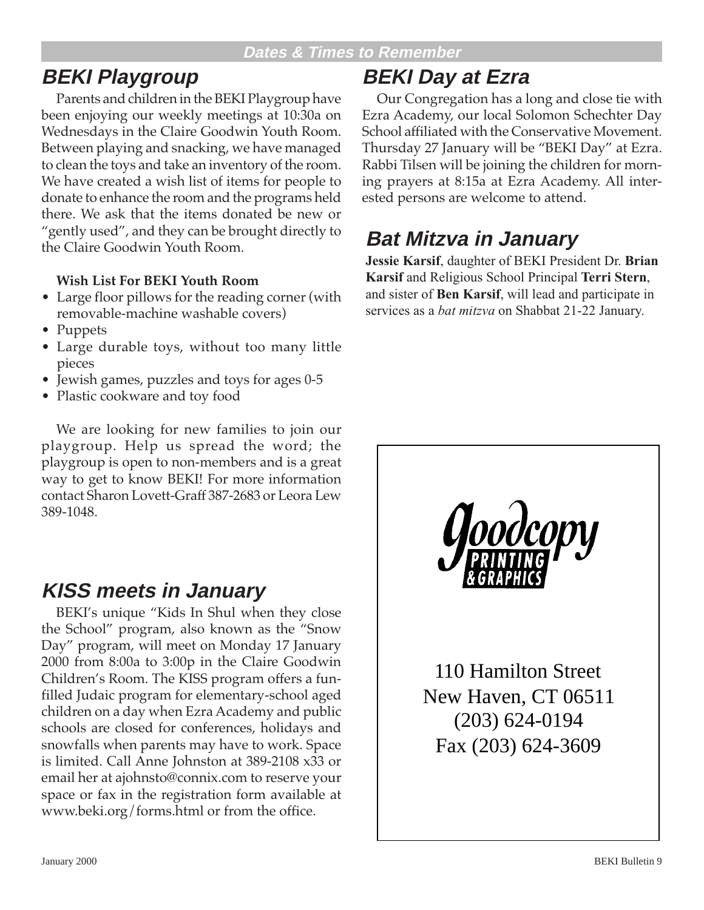Dates & Times to Remember

## BEKI Playgroup

Parents and children in the BEKI Playgroup have been enjoying our weekly meetings at 10:30a on Wednesdays in the Claire Goodwin Youth Room. Between playing and snacking, we have managed to clean the toys and take an inventory of the room. We have created a wish list of items for people to donate to enhance the room and the programs held there. We ask that the items donated be new or "gently used", and they can be brought directly to the Claire Goodwin Youth Room.

**Wish List For BEKI Youth Room**

- Large floor pillows for the reading corner (with removable-machine washable covers)
- Puppets
- Large durable toys, without too many little pieces
- Jewish games, puzzles and toys for ages 0-5
- Plastic cookware and toy food

We are looking for new families to join our playgroup. Help us spread the word; the playgroup is open to non-members and is a great way to get to know BEKI! For more information contact Sharon Lovett-Graff 387-2683 or Leora Lew 389-1048.

## KISS meets in January

BEKI's unique "Kids In Shul when they close the School" program, also known as the "Snow Day" program, will meet on Monday 17 January 2000 from 8:00a to 3:00p in the Claire Goodwin Children's Room. The KISS program offers a fun-filled Judaic program for elementary-school aged children on a day when Ezra Academy and public schools are closed for conferences, holidays and snowfalls when parents may have to work. Space is limited. Call Anne Johnston at 389-2108 x33 or email her at ajohnsto@connix.com to reserve your space or fax in the registration form available at www.beki.org/forms.html or from the office.

## BEKI Day at Ezra

Our Congregation has a long and close tie with Ezra Academy, our local Solomon Schechter Day School affiliated with the Conservative Movement. Thursday 27 January will be "BEKI Day" at Ezra. Rabbi Tilsen will be joining the children for morning prayers at 8:15a at Ezra Academy. All interested persons are welcome to attend.

## Bat Mitzva in January

**Jessie Karsif**, daughter of BEKI President Dr. **Brian Karsif** and Religious School Principal **Terri Stern**, and sister of **Ben Karsif**, will lead and participate in services as a *bat mitzva* on Shabbat 21-22 January.

Goodcopy PRINTING & GRAPHICS

110 Hamilton Street
New Haven, CT 06511
(203) 624-0194
Fax (203) 624-3609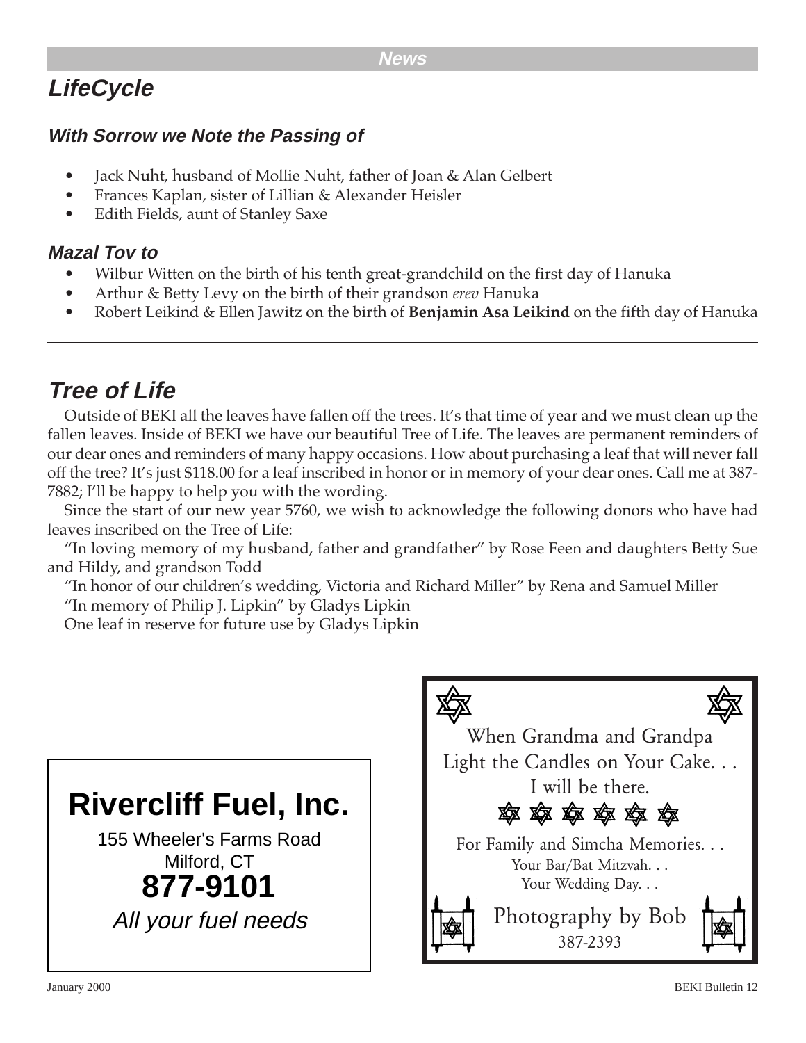## LifeCycle

### With Sorrow we Note the Passing of

- Jack Nuht, husband of Mollie Nuht, father of Joan & Alan Gelbert
- Frances Kaplan, sister of Lillian & Alexander Heisler
- Edith Fields, aunt of Stanley Saxe

### Mazal Tov to

- Wilbur Witten on the birth of his tenth great-grandchild on the first day of Hanuka
- Arthur & Betty Levy on the birth of their grandson *erev* Hanuka
- Robert Leikind & Ellen Jawitz on the birth of **Benjamin Asa Leikind** on the fifth day of Hanuka

---

## Tree of Life

Outside of BEKI all the leaves have fallen off the trees. It's that time of year and we must clean up the fallen leaves. Inside of BEKI we have our beautiful Tree of Life. The leaves are permanent reminders of our dear ones and reminders of many happy occasions. How about purchasing a leaf that will never fall off the tree? It's just $118.00 for a leaf inscribed in honor or in memory of your dear ones. Call me at 387-7882; I'll be happy to help you with the wording.

Since the start of our new year 5760, we wish to acknowledge the following donors who have had leaves inscribed on the Tree of Life:

"In loving memory of my husband, father and grandfather" by Rose Feen and daughters Betty Sue and Hildy, and grandson Todd

"In honor of our children's wedding, Victoria and Richard Miller" by Rena and Samuel Miller

"In memory of Philip J. Lipkin" by Gladys Lipkin

One leaf in reserve for future use by Gladys Lipkin

**Rivercliff Fuel, Inc.**

155 Wheeler's Farms Road
Milford, CT
**877-9101**
*All your fuel needs*

When Grandma and Grandpa
Light the Candles on Your Cake. . .
I will be there.

For Family and Simcha Memories. . .
Your Bar/Bat Mitzvah. . .
Your Wedding Day. . .

Photography by Bob
387-2393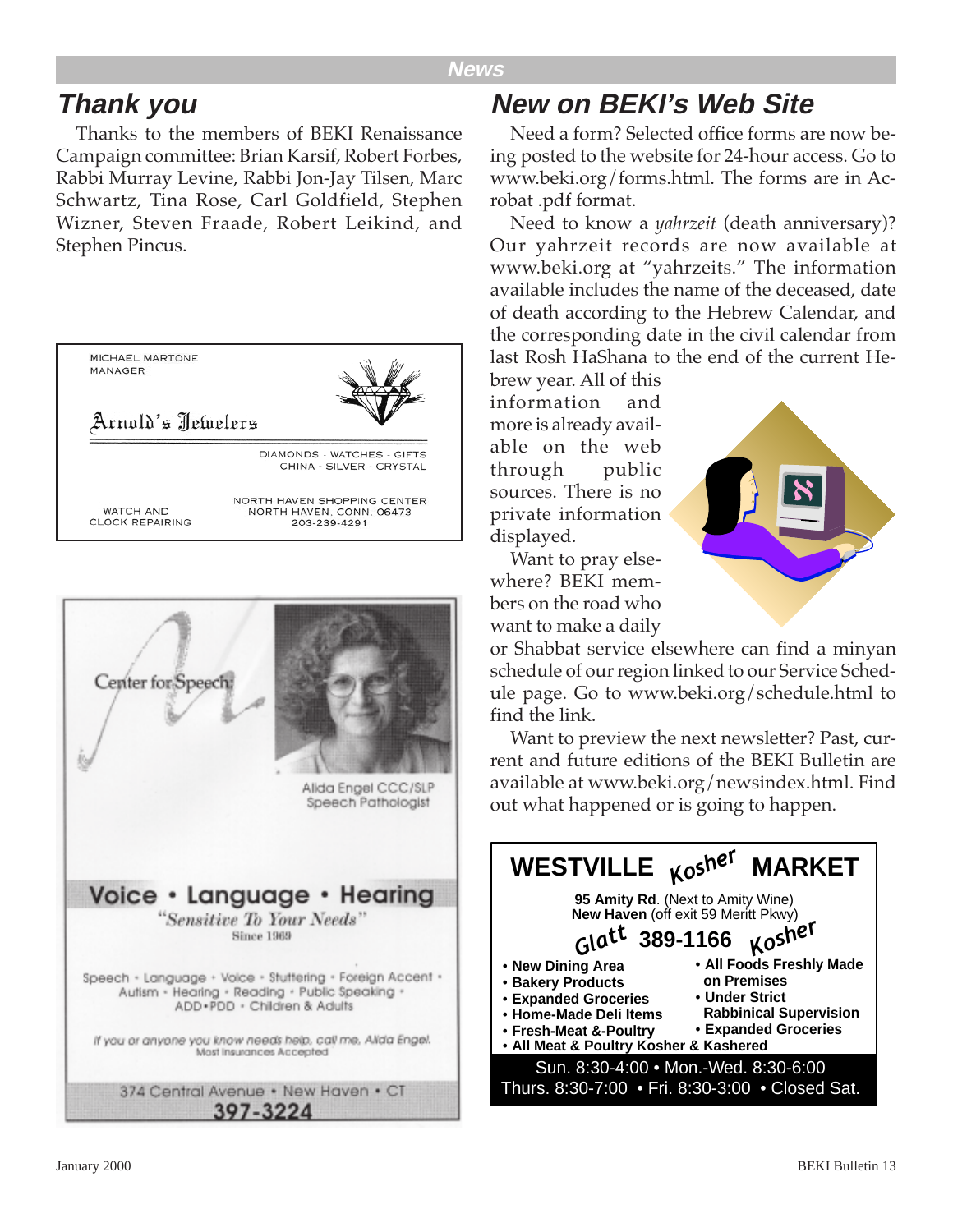## Thank you

Thanks to the members of BEKI Renaissance Campaign committee: Brian Karsif, Robert Forbes, Rabbi Murray Levine, Rabbi Jon-Jay Tilsen, Marc Schwartz, Tina Rose, Carl Goldfield, Stephen Wizner, Steven Fraade, Robert Leikind, and Stephen Pincus.

MICHAEL MARTONE
MANAGER

Arnold's Jewelers

DIAMONDS - WATCHES - GIFTS
CHINA - SILVER - CRYSTAL

WATCH AND
CLOCK REPAIRING

NORTH HAVEN SHOPPING CENTER
NORTH HAVEN, CONN. 06473
203-239-4291

Center for Speech

Alida Engel CCC/SLP
Speech Pathologist

**Voice • Language • Hearing**

*"Sensitive To Your Needs"*

Since 1969

Speech • Language • Voice • Stuttering • Foreign Accent • Autism • Hearing • Reading • Public Speaking • ADD•PDD • Children & Adults

*If you or anyone you know needs help, call me, Alida Engel.*
Most Insurances Accepted

374 Central Avenue • New Haven • CT
**397-3224**

## New on BEKI's Web Site

Need a form? Selected office forms are now being posted to the website for 24-hour access. Go to www.beki.org/forms.html. The forms are in Acrobat .pdf format.

Need to know a *yahrzeit* (death anniversary)? Our yahrzeit records are now available at www.beki.org at "yahrzeits." The information available includes the name of the deceased, date of death according to the Hebrew Calendar, and the corresponding date in the civil calendar from last Rosh HaShana to the end of the current Hebrew year. All of this information and more is already available on the web through public sources. There is no private information displayed.

Want to pray elsewhere? BEKI members on the road who want to make a daily or Shabbat service elsewhere can find a minyan schedule of our region linked to our Service Schedule page. Go to www.beki.org/schedule.html to find the link.

Want to preview the next newsletter? Past, current and future editions of the BEKI Bulletin are available at www.beki.org/newsindex.html. Find out what happened or is going to happen.

**WESTVILLE** *Kosher* **MARKET**

**95 Amity Rd**. (Next to Amity Wine)
**New Haven** (off exit 59 Meritt Pkwy)

*Glatt* **389-1166** *Kosher*

- **New Dining Area**
- **Bakery Products**
- **Expanded Groceries**
- **Home-Made Deli Items**
- **Fresh-Meat &-Poultry**
- **All Foods Freshly Made on Premises**
- **Under Strict Rabbinical Supervision**
- **Expanded Groceries**
- **All Meat & Poultry Kosher & Kashered**

Sun. 8:30-4:00 • Mon.-Wed. 8:30-6:00
Thurs. 8:30-7:00 • Fri. 8:30-3:00 • Closed Sat.